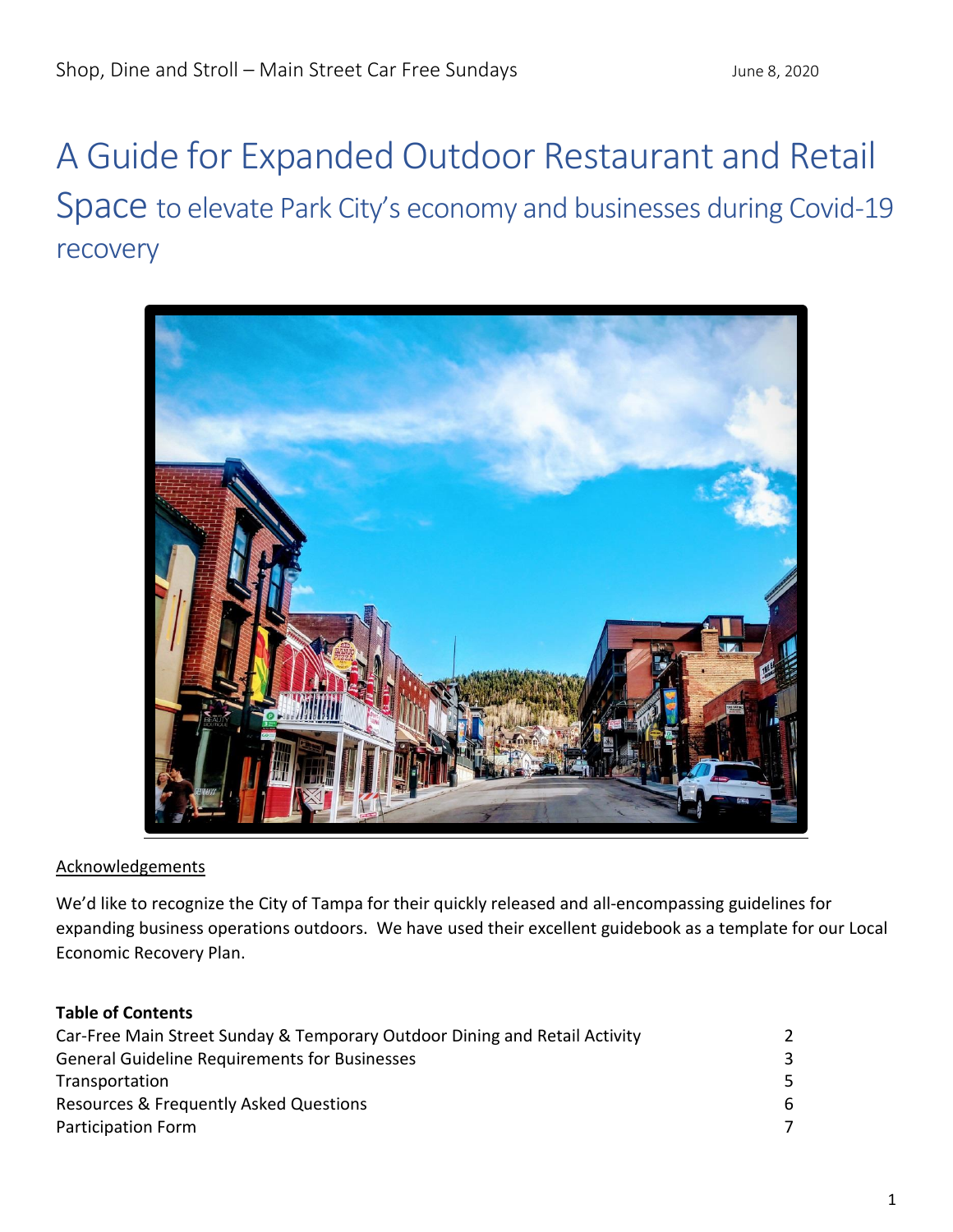Shop, Dine and Stroll – Main Street Car Free Sundays

June 8, 2020

# A Guide for Expanded Outdoor Restaurant and Retail Space to elevate Park City's economy and businesses during Covid-19 recovery

Acknowledgements

We'd like to recognize the City of Tampa for their quickly released and all-encompassing guidelines for expanding business operations outdoors. We have used their excellent guidebook as a template for our Local Economic Recovery Plan.

**Table of Contents**

| | |
|---|---|
| Car-Free Main Street Sunday & Temporary Outdoor Dining and Retail Activity | 2 |
| General Guideline Requirements for Businesses | 3 |
| Transportation | 5 |
| Resources & Frequently Asked Questions | 6 |
| Participation Form | 7 |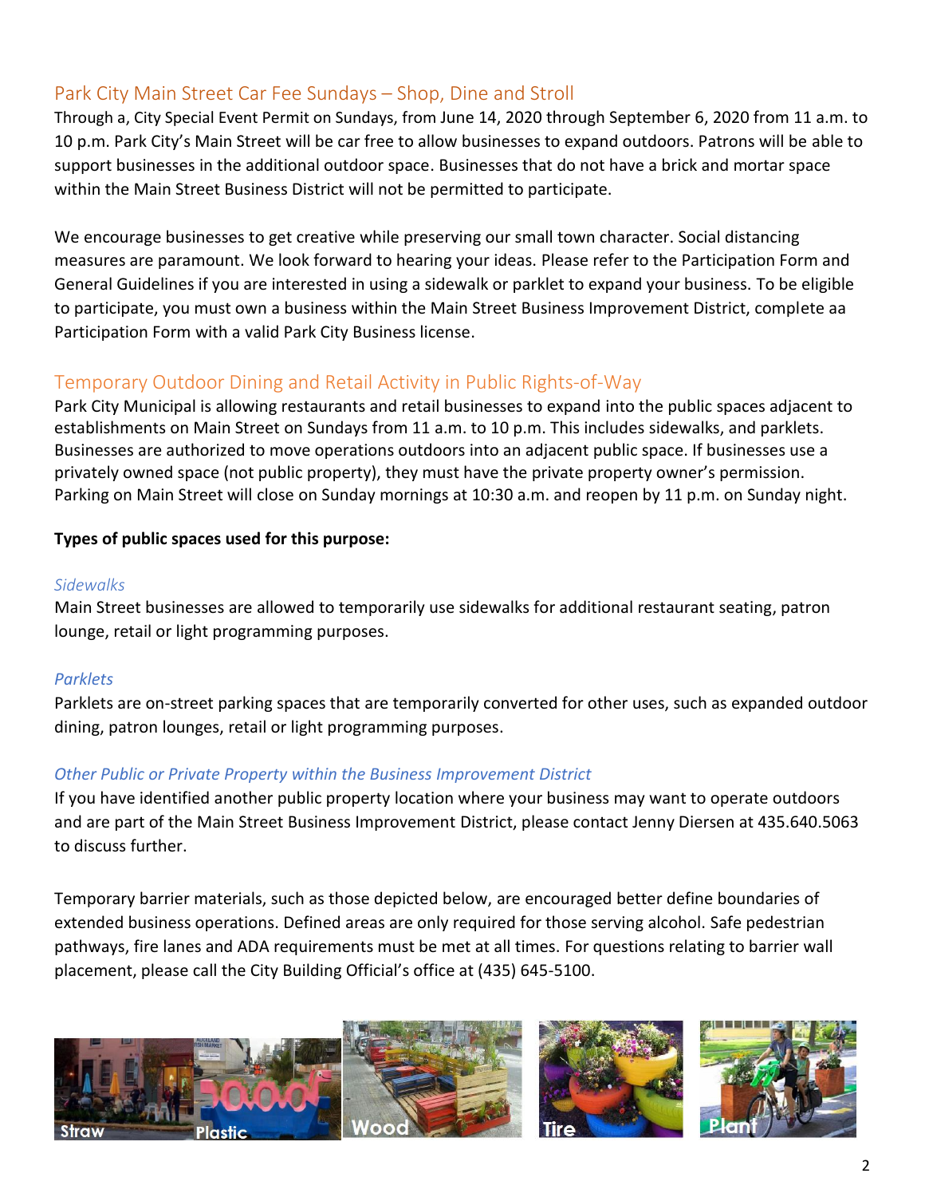## Park City Main Street Car Fee Sundays – Shop, Dine and Stroll

Through a, City Special Event Permit on Sundays, from June 14, 2020 through September 6, 2020 from 11 a.m. to 10 p.m. Park City's Main Street will be car free to allow businesses to expand outdoors. Patrons will be able to support businesses in the additional outdoor space. Businesses that do not have a brick and mortar space within the Main Street Business District will not be permitted to participate.

We encourage businesses to get creative while preserving our small town character. Social distancing measures are paramount. We look forward to hearing your ideas. Please refer to the Participation Form and General Guidelines if you are interested in using a sidewalk or parklet to expand your business. To be eligible to participate, you must own a business within the Main Street Business Improvement District, complete aa Participation Form with a valid Park City Business license.

## Temporary Outdoor Dining and Retail Activity in Public Rights-of-Way

Park City Municipal is allowing restaurants and retail businesses to expand into the public spaces adjacent to establishments on Main Street on Sundays from 11 a.m. to 10 p.m. This includes sidewalks, and parklets. Businesses are authorized to move operations outdoors into an adjacent public space. If businesses use a privately owned space (not public property), they must have the private property owner's permission. Parking on Main Street will close on Sunday mornings at 10:30 a.m. and reopen by 11 p.m. on Sunday night.

**Types of public spaces used for this purpose:**

### *Sidewalks*

Main Street businesses are allowed to temporarily use sidewalks for additional restaurant seating, patron lounge, retail or light programming purposes.

### *Parklets*

Parklets are on-street parking spaces that are temporarily converted for other uses, such as expanded outdoor dining, patron lounges, retail or light programming purposes.

### *Other Public or Private Property within the Business Improvement District*

If you have identified another public property location where your business may want to operate outdoors and are part of the Main Street Business Improvement District, please contact Jenny Diersen at 435.640.5063 to discuss further.

Temporary barrier materials, such as those depicted below, are encouraged better define boundaries of extended business operations. Defined areas are only required for those serving alcohol. Safe pedestrian pathways, fire lanes and ADA requirements must be met at all times. For questions relating to barrier wall placement, please call the City Building Official's office at (435) 645-5100.

Straw | Plastic | Wood | Tire | Plant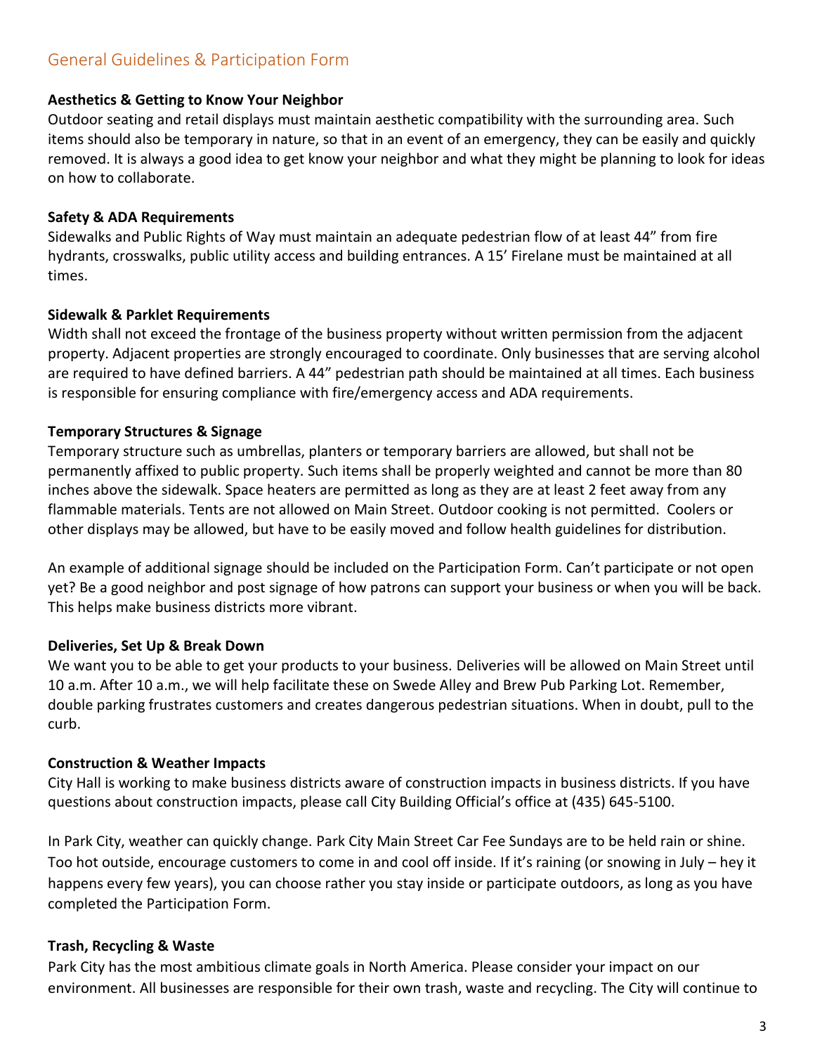## General Guidelines & Participation Form

**Aesthetics & Getting to Know Your Neighbor**

Outdoor seating and retail displays must maintain aesthetic compatibility with the surrounding area. Such items should also be temporary in nature, so that in an event of an emergency, they can be easily and quickly removed. It is always a good idea to get know your neighbor and what they might be planning to look for ideas on how to collaborate.

**Safety & ADA Requirements**

Sidewalks and Public Rights of Way must maintain an adequate pedestrian flow of at least 44" from fire hydrants, crosswalks, public utility access and building entrances. A 15' Firelane must be maintained at all times.

**Sidewalk & Parklet Requirements**

Width shall not exceed the frontage of the business property without written permission from the adjacent property. Adjacent properties are strongly encouraged to coordinate. Only businesses that are serving alcohol are required to have defined barriers. A 44" pedestrian path should be maintained at all times. Each business is responsible for ensuring compliance with fire/emergency access and ADA requirements.

**Temporary Structures & Signage**

Temporary structure such as umbrellas, planters or temporary barriers are allowed, but shall not be permanently affixed to public property. Such items shall be properly weighted and cannot be more than 80 inches above the sidewalk. Space heaters are permitted as long as they are at least 2 feet away from any flammable materials. Tents are not allowed on Main Street. Outdoor cooking is not permitted. Coolers or other displays may be allowed, but have to be easily moved and follow health guidelines for distribution.

An example of additional signage should be included on the Participation Form. Can't participate or not open yet? Be a good neighbor and post signage of how patrons can support your business or when you will be back. This helps make business districts more vibrant.

**Deliveries, Set Up & Break Down**

We want you to be able to get your products to your business. Deliveries will be allowed on Main Street until 10 a.m. After 10 a.m., we will help facilitate these on Swede Alley and Brew Pub Parking Lot. Remember, double parking frustrates customers and creates dangerous pedestrian situations. When in doubt, pull to the curb.

**Construction & Weather Impacts**

City Hall is working to make business districts aware of construction impacts in business districts. If you have questions about construction impacts, please call City Building Official's office at (435) 645-5100.

In Park City, weather can quickly change. Park City Main Street Car Fee Sundays are to be held rain or shine. Too hot outside, encourage customers to come in and cool off inside. If it's raining (or snowing in July – hey it happens every few years), you can choose rather you stay inside or participate outdoors, as long as you have completed the Participation Form.

**Trash, Recycling & Waste**

Park City has the most ambitious climate goals in North America. Please consider your impact on our environment. All businesses are responsible for their own trash, waste and recycling. The City will continue to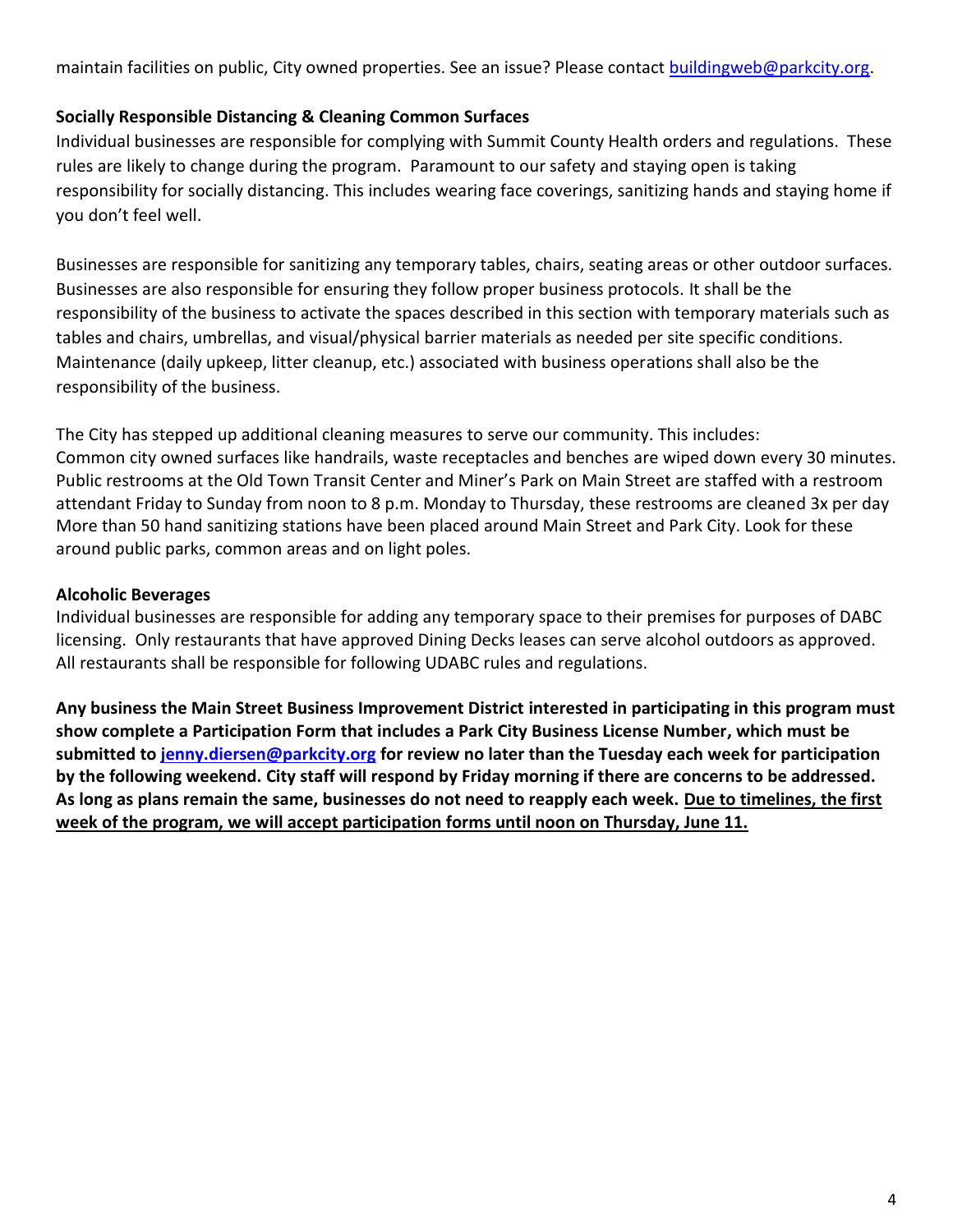maintain facilities on public, City owned properties. See an issue? Please contact buildingweb@parkcity.org.

**Socially Responsible Distancing & Cleaning Common Surfaces**

Individual businesses are responsible for complying with Summit County Health orders and regulations. These rules are likely to change during the program. Paramount to our safety and staying open is taking responsibility for socially distancing. This includes wearing face coverings, sanitizing hands and staying home if you don't feel well.

Businesses are responsible for sanitizing any temporary tables, chairs, seating areas or other outdoor surfaces. Businesses are also responsible for ensuring they follow proper business protocols. It shall be the responsibility of the business to activate the spaces described in this section with temporary materials such as tables and chairs, umbrellas, and visual/physical barrier materials as needed per site specific conditions. Maintenance (daily upkeep, litter cleanup, etc.) associated with business operations shall also be the responsibility of the business.

The City has stepped up additional cleaning measures to serve our community. This includes:
Common city owned surfaces like handrails, waste receptacles and benches are wiped down every 30 minutes. Public restrooms at the Old Town Transit Center and Miner's Park on Main Street are staffed with a restroom attendant Friday to Sunday from noon to 8 p.m. Monday to Thursday, these restrooms are cleaned 3x per day More than 50 hand sanitizing stations have been placed around Main Street and Park City. Look for these around public parks, common areas and on light poles.

**Alcoholic Beverages**

Individual businesses are responsible for adding any temporary space to their premises for purposes of DABC licensing. Only restaurants that have approved Dining Decks leases can serve alcohol outdoors as approved. All restaurants shall be responsible for following UDABC rules and regulations.

**Any business the Main Street Business Improvement District interested in participating in this program must show complete a Participation Form that includes a Park City Business License Number, which must be submitted to jenny.diersen@parkcity.org for review no later than the Tuesday each week for participation by the following weekend. City staff will respond by Friday morning if there are concerns to be addressed. As long as plans remain the same, businesses do not need to reapply each week. <u>Due to timelines, the first week of the program, we will accept participation forms until noon on Thursday, June 11.</u>**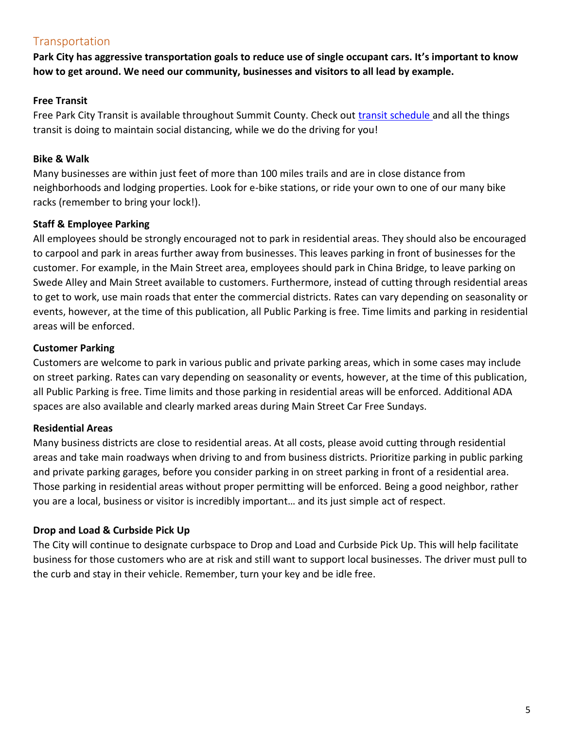## Transportation

**Park City has aggressive transportation goals to reduce use of single occupant cars. It's important to know how to get around. We need our community, businesses and visitors to all lead by example.**

### Free Transit

Free Park City Transit is available throughout Summit County. Check out [transit schedule](#) and all the things transit is doing to maintain social distancing, while we do the driving for you!

### Bike & Walk

Many businesses are within just feet of more than 100 miles trails and are in close distance from neighborhoods and lodging properties. Look for e-bike stations, or ride your own to one of our many bike racks (remember to bring your lock!).

### Staff & Employee Parking

All employees should be strongly encouraged not to park in residential areas. They should also be encouraged to carpool and park in areas further away from businesses. This leaves parking in front of businesses for the customer. For example, in the Main Street area, employees should park in China Bridge, to leave parking on Swede Alley and Main Street available to customers. Furthermore, instead of cutting through residential areas to get to work, use main roads that enter the commercial districts. Rates can vary depending on seasonality or events, however, at the time of this publication, all Public Parking is free. Time limits and parking in residential areas will be enforced.

### Customer Parking

Customers are welcome to park in various public and private parking areas, which in some cases may include on street parking. Rates can vary depending on seasonality or events, however, at the time of this publication, all Public Parking is free. Time limits and those parking in residential areas will be enforced. Additional ADA spaces are also available and clearly marked areas during Main Street Car Free Sundays.

### Residential Areas

Many business districts are close to residential areas. At all costs, please avoid cutting through residential areas and take main roadways when driving to and from business districts. Prioritize parking in public parking and private parking garages, before you consider parking in on street parking in front of a residential area. Those parking in residential areas without proper permitting will be enforced. Being a good neighbor, rather you are a local, business or visitor is incredibly important… and its just simple act of respect.

### Drop and Load & Curbside Pick Up

The City will continue to designate curbspace to Drop and Load and Curbside Pick Up. This will help facilitate business for those customers who are at risk and still want to support local businesses. The driver must pull to the curb and stay in their vehicle. Remember, turn your key and be idle free.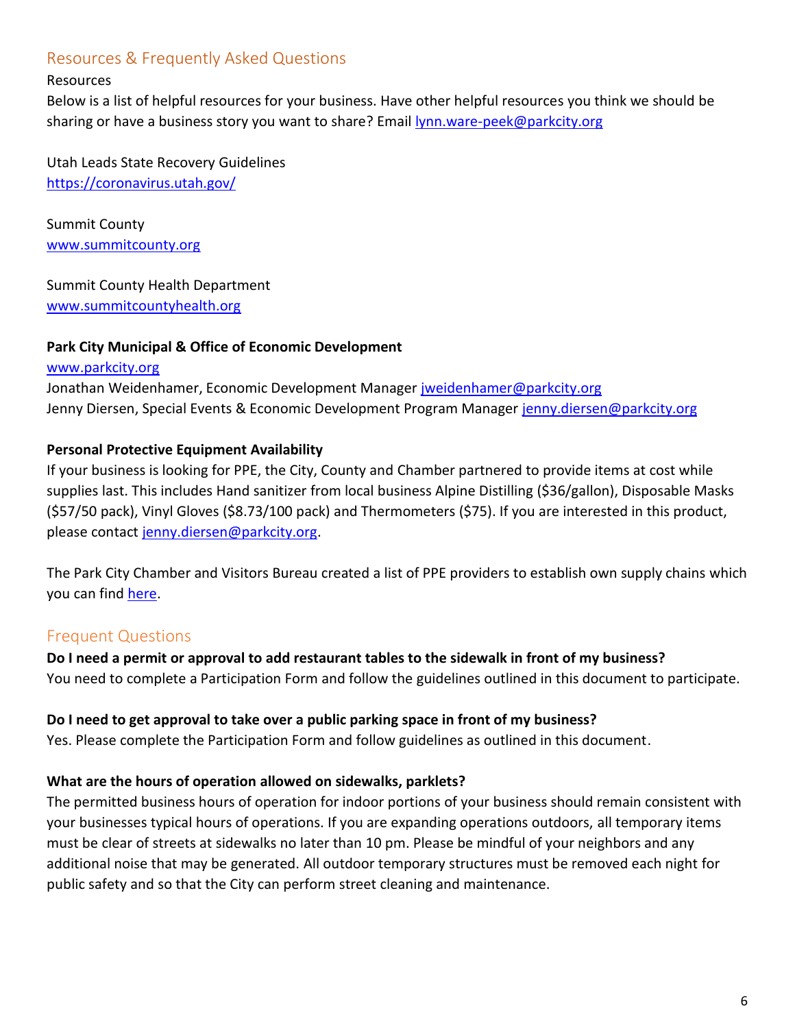## Resources & Frequently Asked Questions

Resources

Below is a list of helpful resources for your business. Have other helpful resources you think we should be sharing or have a business story you want to share? Email [lynn.ware-peek@parkcity.org](mailto:lynn.ware-peek@parkcity.org)

Utah Leads State Recovery Guidelines
[https://coronavirus.utah.gov/](https://coronavirus.utah.gov/)

Summit County
[www.summitcounty.org](http://www.summitcounty.org)

Summit County Health Department
[www.summitcountyhealth.org](http://www.summitcountyhealth.org)

**Park City Municipal & Office of Economic Development**
[www.parkcity.org](http://www.parkcity.org)
Jonathan Weidenhamer, Economic Development Manager [jweidenhamer@parkcity.org](mailto:jweidenhamer@parkcity.org)
Jenny Diersen, Special Events & Economic Development Program Manager [jenny.diersen@parkcity.org](mailto:jenny.diersen@parkcity.org)

**Personal Protective Equipment Availability**

If your business is looking for PPE, the City, County and Chamber partnered to provide items at cost while supplies last. This includes Hand sanitizer from local business Alpine Distilling ($36/gallon), Disposable Masks ($57/50 pack), Vinyl Gloves ($8.73/100 pack) and Thermometers ($75). If you are interested in this product, please contact [jenny.diersen@parkcity.org](mailto:jenny.diersen@parkcity.org).

The Park City Chamber and Visitors Bureau created a list of PPE providers to establish own supply chains which you can find here.

## Frequent Questions

**Do I need a permit or approval to add restaurant tables to the sidewalk in front of my business?**

You need to complete a Participation Form and follow the guidelines outlined in this document to participate.

**Do I need to get approval to take over a public parking space in front of my business?**

Yes. Please complete the Participation Form and follow guidelines as outlined in this document.

**What are the hours of operation allowed on sidewalks, parklets?**

The permitted business hours of operation for indoor portions of your business should remain consistent with your businesses typical hours of operations. If you are expanding operations outdoors, all temporary items must be clear of streets at sidewalks no later than 10 pm. Please be mindful of your neighbors and any additional noise that may be generated. All outdoor temporary structures must be removed each night for public safety and so that the City can perform street cleaning and maintenance.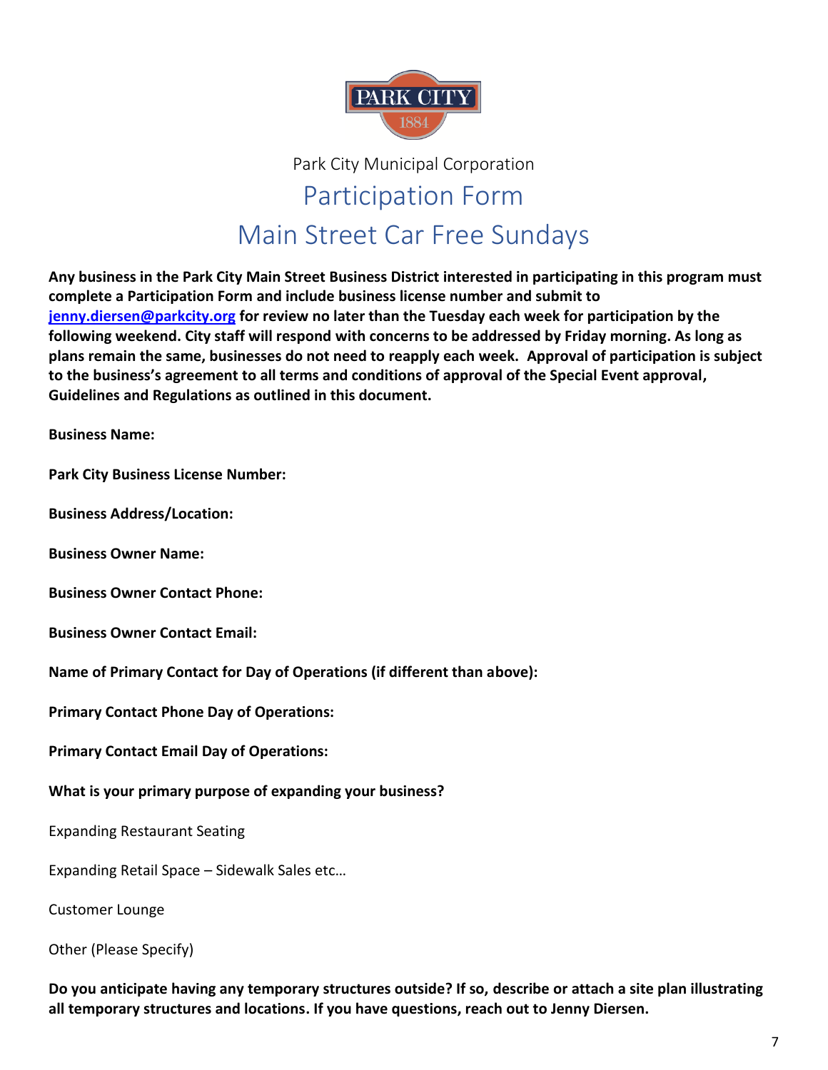Park City Municipal Corporation

# Participation Form

# Main Street Car Free Sundays

**Any business in the Park City Main Street Business District interested in participating in this program must complete a Participation Form and include business license number and submit to [jenny.diersen@parkcity.org](mailto:jenny.diersen@parkcity.org) for review no later than the Tuesday each week for participation by the following weekend. City staff will respond with concerns to be addressed by Friday morning. As long as plans remain the same, businesses do not need to reapply each week. Approval of participation is subject to the business's agreement to all terms and conditions of approval of the Special Event approval, Guidelines and Regulations as outlined in this document.**

**Business Name:**

**Park City Business License Number:**

**Business Address/Location:**

**Business Owner Name:**

**Business Owner Contact Phone:**

**Business Owner Contact Email:**

**Name of Primary Contact for Day of Operations (if different than above):**

**Primary Contact Phone Day of Operations:**

**Primary Contact Email Day of Operations:**

**What is your primary purpose of expanding your business?**

Expanding Restaurant Seating

Expanding Retail Space – Sidewalk Sales etc…

Customer Lounge

Other (Please Specify)

**Do you anticipate having any temporary structures outside? If so, describe or attach a site plan illustrating all temporary structures and locations. If you have questions, reach out to Jenny Diersen.**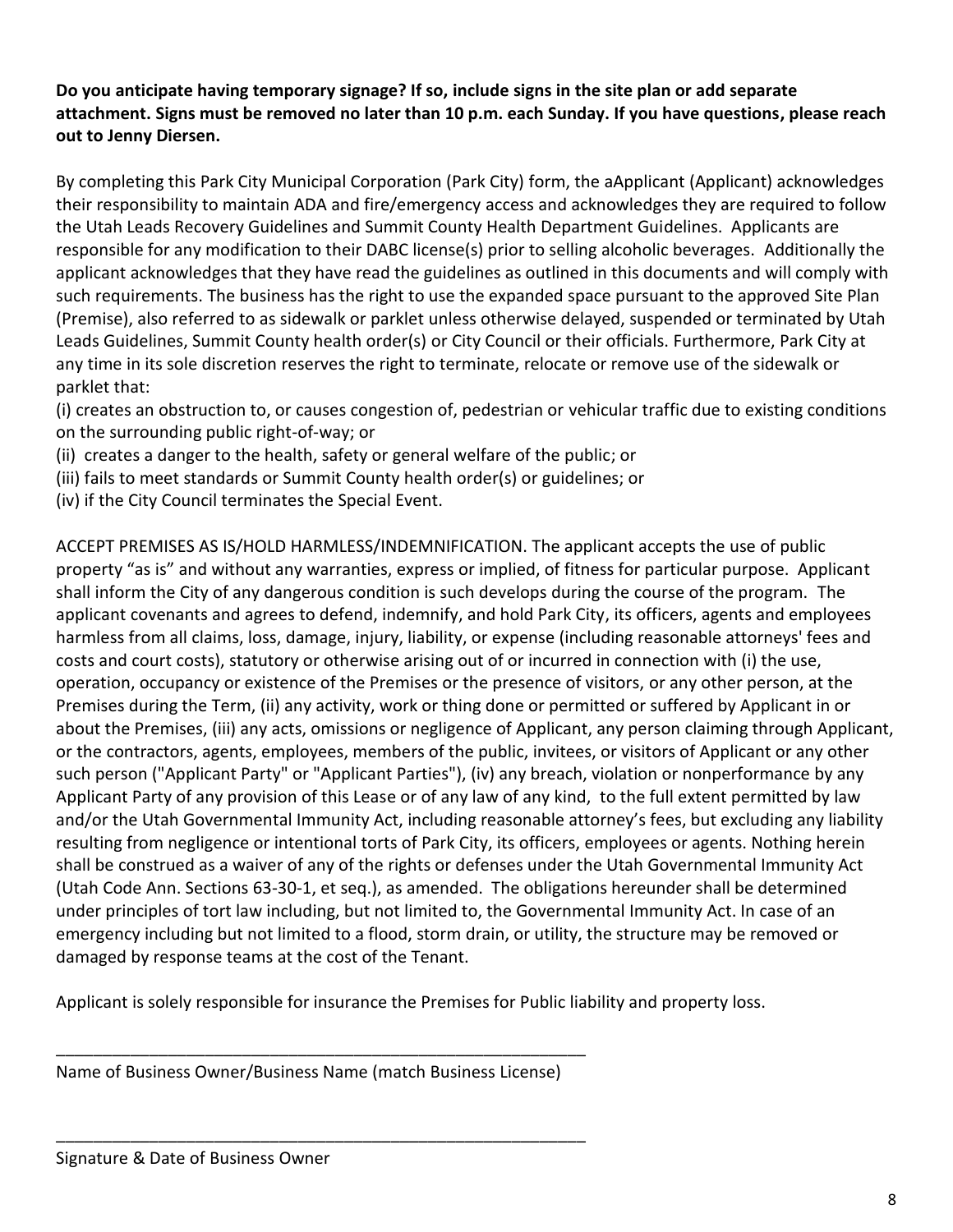**Do you anticipate having temporary signage? If so, include signs in the site plan or add separate attachment. Signs must be removed no later than 10 p.m. each Sunday. If you have questions, please reach out to Jenny Diersen.**

By completing this Park City Municipal Corporation (Park City) form, the aApplicant (Applicant) acknowledges their responsibility to maintain ADA and fire/emergency access and acknowledges they are required to follow the Utah Leads Recovery Guidelines and Summit County Health Department Guidelines. Applicants are responsible for any modification to their DABC license(s) prior to selling alcoholic beverages. Additionally the applicant acknowledges that they have read the guidelines as outlined in this documents and will comply with such requirements. The business has the right to use the expanded space pursuant to the approved Site Plan (Premise), also referred to as sidewalk or parklet unless otherwise delayed, suspended or terminated by Utah Leads Guidelines, Summit County health order(s) or City Council or their officials. Furthermore, Park City at any time in its sole discretion reserves the right to terminate, relocate or remove use of the sidewalk or parklet that:

(i) creates an obstruction to, or causes congestion of, pedestrian or vehicular traffic due to existing conditions on the surrounding public right-of-way; or
(ii) creates a danger to the health, safety or general welfare of the public; or
(iii) fails to meet standards or Summit County health order(s) or guidelines; or
(iv) if the City Council terminates the Special Event.

ACCEPT PREMISES AS IS/HOLD HARMLESS/INDEMNIFICATION. The applicant accepts the use of public property "as is" and without any warranties, express or implied, of fitness for particular purpose. Applicant shall inform the City of any dangerous condition is such develops during the course of the program. The applicant covenants and agrees to defend, indemnify, and hold Park City, its officers, agents and employees harmless from all claims, loss, damage, injury, liability, or expense (including reasonable attorneys' fees and costs and court costs), statutory or otherwise arising out of or incurred in connection with (i) the use, operation, occupancy or existence of the Premises or the presence of visitors, or any other person, at the Premises during the Term, (ii) any activity, work or thing done or permitted or suffered by Applicant in or about the Premises, (iii) any acts, omissions or negligence of Applicant, any person claiming through Applicant, or the contractors, agents, employees, members of the public, invitees, or visitors of Applicant or any other such person ("Applicant Party" or "Applicant Parties"), (iv) any breach, violation or nonperformance by any Applicant Party of any provision of this Lease or of any law of any kind, to the full extent permitted by law and/or the Utah Governmental Immunity Act, including reasonable attorney's fees, but excluding any liability resulting from negligence or intentional torts of Park City, its officers, employees or agents. Nothing herein shall be construed as a waiver of any of the rights or defenses under the Utah Governmental Immunity Act (Utah Code Ann. Sections 63-30-1, et seq.), as amended. The obligations hereunder shall be determined under principles of tort law including, but not limited to, the Governmental Immunity Act. In case of an emergency including but not limited to a flood, storm drain, or utility, the structure may be removed or damaged by response teams at the cost of the Tenant.

Applicant is solely responsible for insurance the Premises for Public liability and property loss.

\_\_\_\_\_\_\_\_\_\_\_\_\_\_\_\_\_\_\_\_\_\_\_\_\_\_\_\_\_\_\_\_\_\_\_\_\_\_\_\_\_\_\_\_\_\_\_\_\_\_\_\_\_\_\_\_\_\_

Name of Business Owner/Business Name (match Business License)

\_\_\_\_\_\_\_\_\_\_\_\_\_\_\_\_\_\_\_\_\_\_\_\_\_\_\_\_\_\_\_\_\_\_\_\_\_\_\_\_\_\_\_\_\_\_\_\_\_\_\_\_\_\_\_\_\_\_

Signature & Date of Business Owner